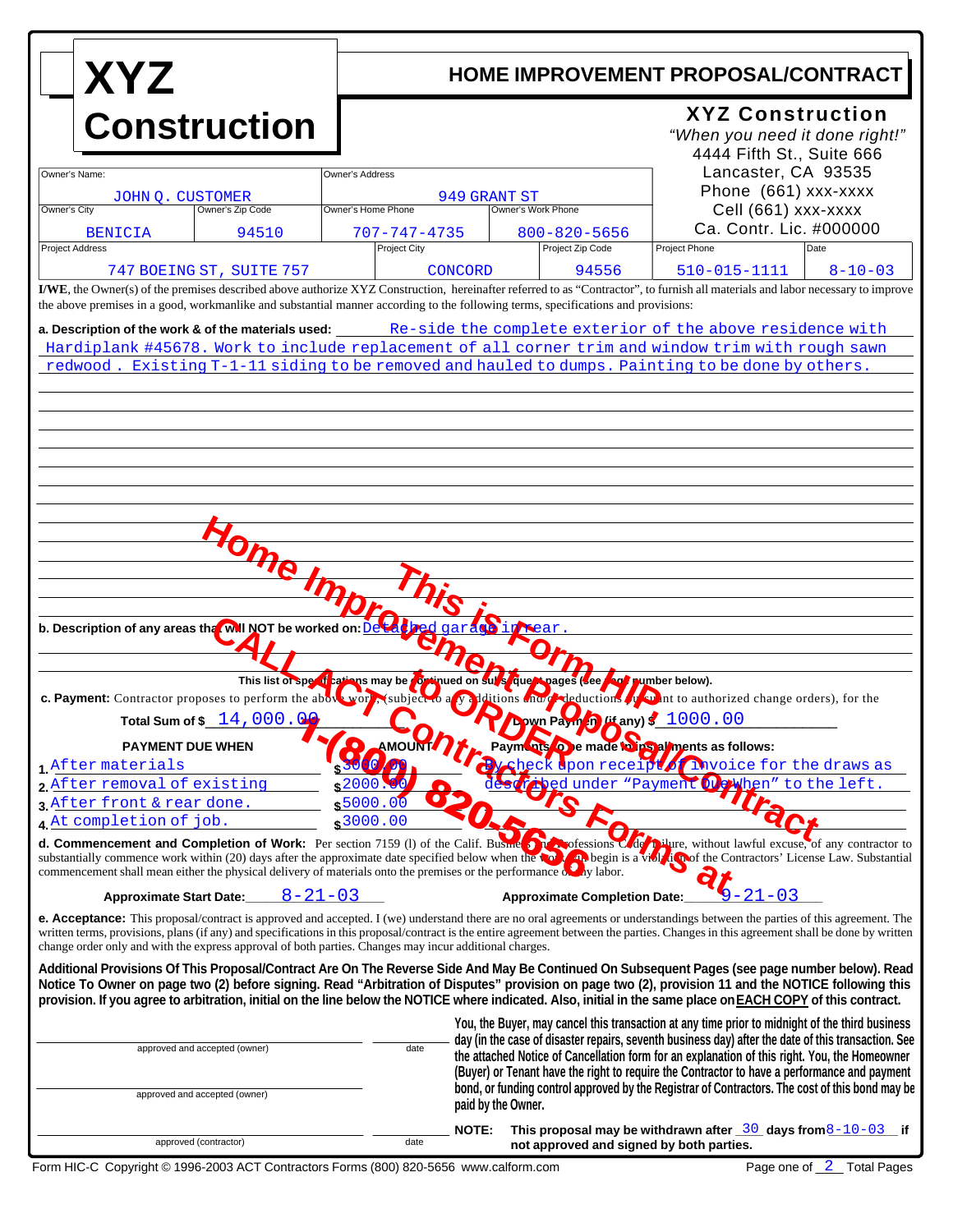# XYZ Construction

## HOME IMPROVEMENT PROPOSAL/CONTRACT

**XYZ Construction**
*"When you need it done right!"*
4444 Fifth St., Suite 666
Lancaster, CA 93535
Phone (661) xxx-xxxx
Cell (661) xxx-xxxx
Ca. Contr. Lic. #000000

| Owner's Name: | | Owner's Address | |
|---|---|---|---|
| JOHN Q. CUSTOMER | | 949 GRANT ST | |
| **Owner's City** | **Owner's Zip Code** | **Owner's Home Phone** | **Owner's Work Phone** |
| BENICIA | 94510 | 707-747-4735 | 800-820-5656 |

| Project Address | Project City | Project Zip Code | Project Phone | Date |
|---|---|---|---|---|
| 747 BOEING ST, SUITE 757 | CONCORD | 94556 | 510-015-1111 | 8-10-03 |

**I/WE**, the Owner(s) of the premises described above authorize XYZ Construction, hereinafter referred to as "Contractor", to furnish all materials and labor necessary to improve the above premises in a good, workmanlike and substantial manner according to the following terms, specifications and provisions:

**a. Description of the work & of the materials used:** Re-side the complete exterior of the above residence with Hardiplank #45678. Work to include replacement of all corner trim and window trim with rough sawn redwood . Existing T-1-11 siding to be removed and hauled to dumps. Painting to be done by others.

**b. Description of any areas that will NOT be worked on:** Detached garage in rear.

**This list of specifications may be continued on subsequent pages (see page number below).**

**c. Payment:** Contractor proposes to perform the above work, (subject to any additions and/or deductions pursuant to authorized change orders), for the

**Total Sum of $** 14,000.00 **Down Payment (if any) $** 1000.00

| | PAYMENT DUE WHEN | AMOUNT |
|---|---|---|
| 1. | After materials | $ 3000.00 |
| 2. | After removal of existing | $ 2000.00 |
| 3. | After front & rear done. | $ 5000.00 |
| 4. | At completion of job. | $ 3000.00 |

**Payments to be made for installments as follows:** By check upon receipt of invoice for the draws as described under "Payment Due When" to the left.

**d. Commencement and Completion of Work:** Per section 7159 (l) of the Calif. Business and Professions Code, failure, without lawful excuse, of any contractor to substantially commence work within (20) days after the approximate date specified below when the work will begin is a violation of the Contractors' License Law. Substantial commencement shall mean either the physical delivery of materials onto the premises or the performance of any labor.

**Approximate Start Date:** 8-21-03 **Approximate Completion Date:** 9-21-03

**e. Acceptance:** This proposal/contract is approved and accepted. I (we) understand there are no oral agreements or understandings between the parties of this agreement. The written terms, provisions, plans (if any) and specifications in this proposal/contract is the entire agreement between the parties. Changes in this agreement shall be done by written change order only and with the express approval of both parties. Changes may incur additional charges.

**Additional Provisions Of This Proposal/Contract Are On The Reverse Side And May Be Continued On Subsequent Pages (see page number below). Read Notice To Owner on page two (2) before signing. Read "Arbitration of Disputes" provision on page two (2), provision 11 and the NOTICE following this provision. If you agree to arbitration, initial on the line below the NOTICE where indicated. Also, initial in the same place on EACH COPY of this contract.**

_________________________ approved and accepted (owner) _________ date

_________________________ approved and accepted (owner)

_________________________ approved (contractor) _________ date

**You, the Buyer, may cancel this transaction at any time prior to midnight of the third business day (in the case of disaster repairs, seventh business day) after the date of this transaction. See the attached Notice of Cancellation form for an explanation of this right. You, the Homeowner (Buyer) or Tenant have the right to require the Contractor to have a performance and payment bond, or funding control approved by the Registrar of Contractors. The cost of this bond may be paid by the Owner.**

**NOTE: This proposal may be withdrawn after** 30 **days from** 8-10-03 **if not approved and signed by both parties.**

Home Improvement Proposal/Contract — This is Form HIP. CALL ACT Contractors Forms at 1-(800) 820-5656 to ORDER

Form HIC-C Copyright © 1996-2003 ACT Contractors Forms (800) 820-5656 www.calform.com

Page one of 2 Total Pages